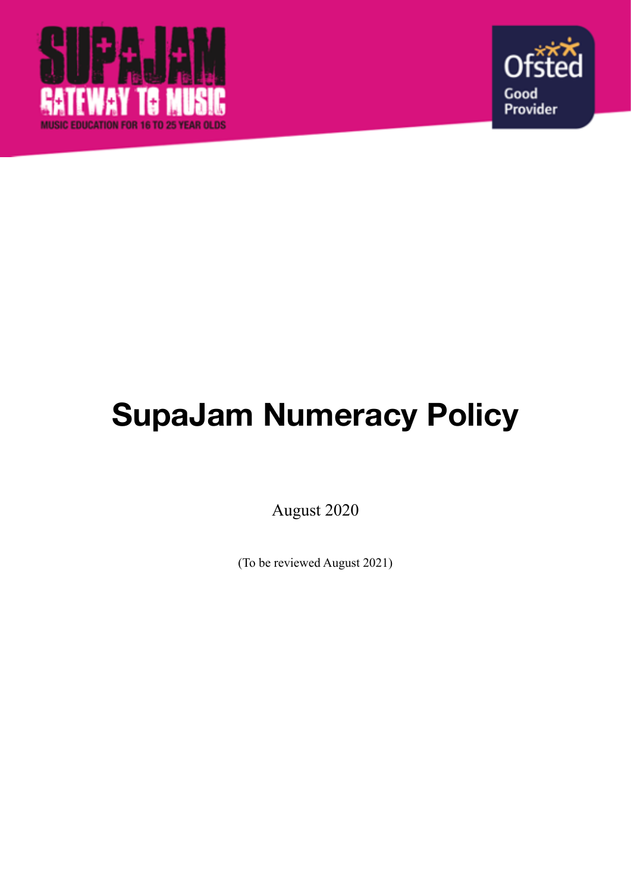SUPAJAM
GATEWAY TO MUSIC
MUSIC EDUCATION FOR 16 TO 25 YEAR OLDS

Ofsted
Good
Provider

# SupaJam Numeracy Policy

August 2020

(To be reviewed August 2021)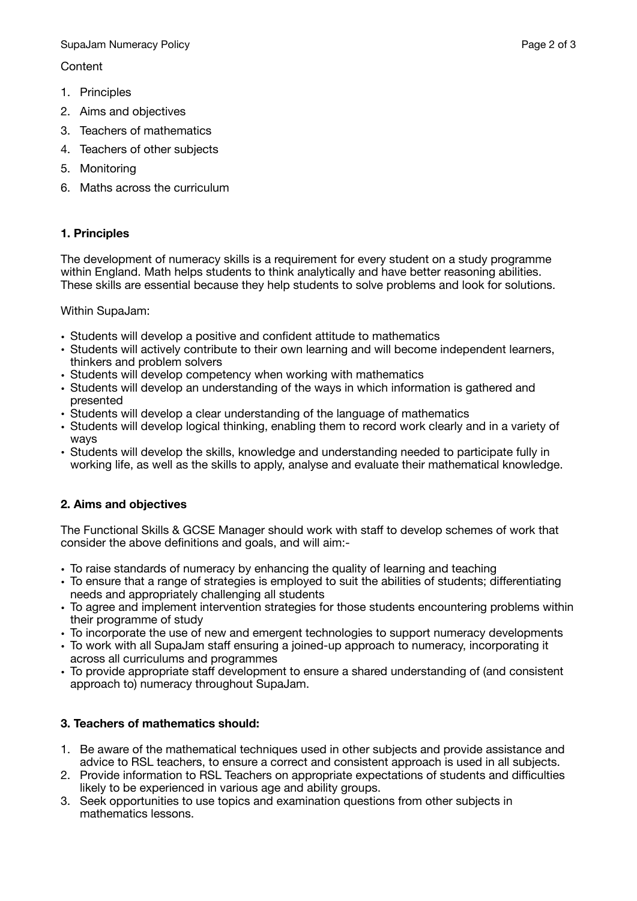Content

1. Principles
2. Aims and objectives
3. Teachers of mathematics
4. Teachers of other subjects
5. Monitoring
6. Maths across the curriculum

## 1. Principles

The development of numeracy skills is a requirement for every student on a study programme within England. Math helps students to think analytically and have better reasoning abilities. These skills are essential because they help students to solve problems and look for solutions.

Within SupaJam:

- Students will develop a positive and confident attitude to mathematics
- Students will actively contribute to their own learning and will become independent learners, thinkers and problem solvers
- Students will develop competency when working with mathematics
- Students will develop an understanding of the ways in which information is gathered and presented
- Students will develop a clear understanding of the language of mathematics
- Students will develop logical thinking, enabling them to record work clearly and in a variety of ways
- Students will develop the skills, knowledge and understanding needed to participate fully in working life, as well as the skills to apply, analyse and evaluate their mathematical knowledge.

## 2. Aims and objectives

The Functional Skills & GCSE Manager should work with staff to develop schemes of work that consider the above definitions and goals, and will aim:-

- To raise standards of numeracy by enhancing the quality of learning and teaching
- To ensure that a range of strategies is employed to suit the abilities of students; differentiating needs and appropriately challenging all students
- To agree and implement intervention strategies for those students encountering problems within their programme of study
- To incorporate the use of new and emergent technologies to support numeracy developments
- To work with all SupaJam staff ensuring a joined-up approach to numeracy, incorporating it across all curriculums and programmes
- To provide appropriate staff development to ensure a shared understanding of (and consistent approach to) numeracy throughout SupaJam.

## 3. Teachers of mathematics should:

1. Be aware of the mathematical techniques used in other subjects and provide assistance and advice to RSL teachers, to ensure a correct and consistent approach is used in all subjects.
2. Provide information to RSL Teachers on appropriate expectations of students and difficulties likely to be experienced in various age and ability groups.
3. Seek opportunities to use topics and examination questions from other subjects in mathematics lessons.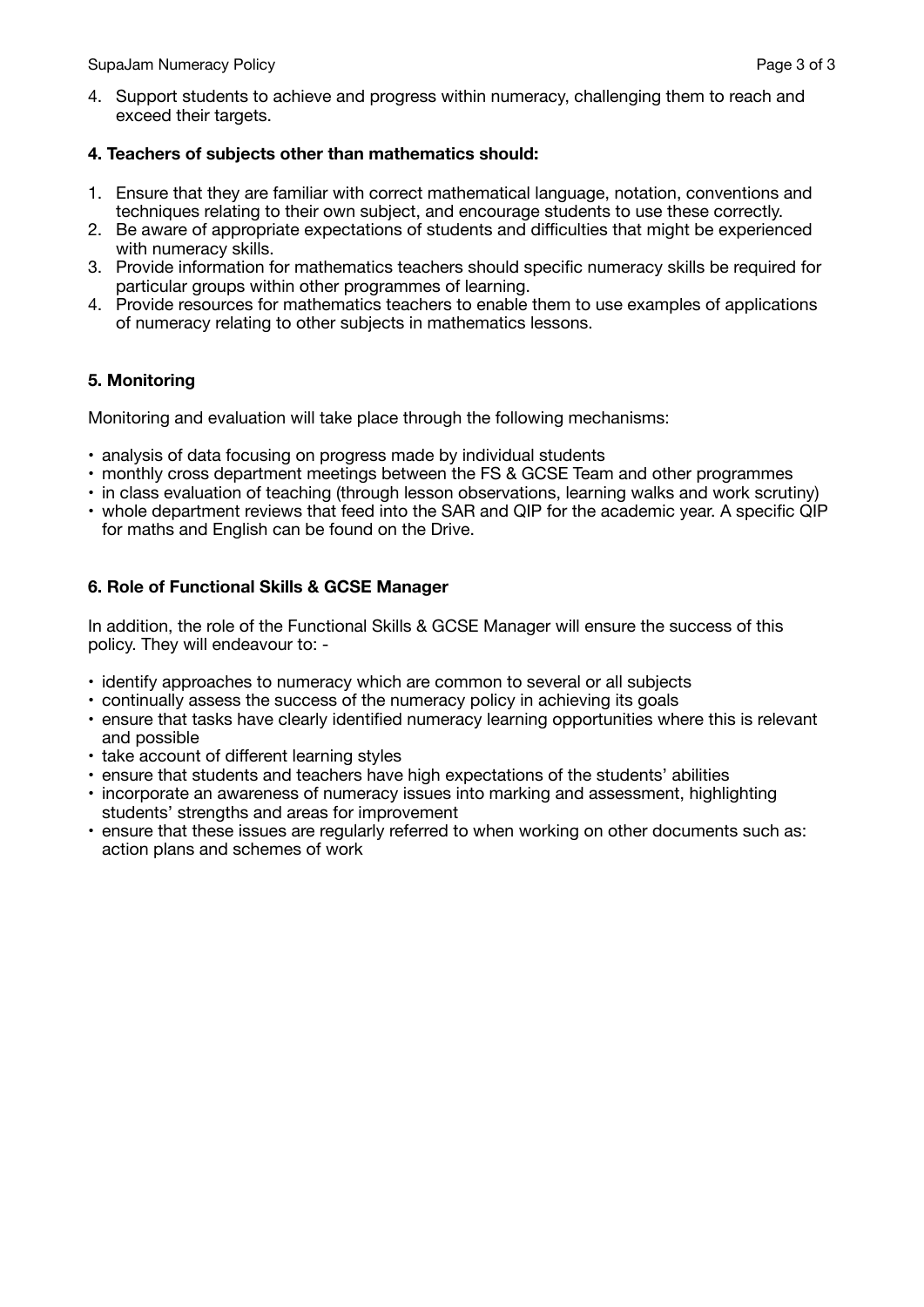4. Support students to achieve and progress within numeracy, challenging them to reach and exceed their targets.

**4. Teachers of subjects other than mathematics should:**

1. Ensure that they are familiar with correct mathematical language, notation, conventions and techniques relating to their own subject, and encourage students to use these correctly.
2. Be aware of appropriate expectations of students and difficulties that might be experienced with numeracy skills.
3. Provide information for mathematics teachers should specific numeracy skills be required for particular groups within other programmes of learning.
4. Provide resources for mathematics teachers to enable them to use examples of applications of numeracy relating to other subjects in mathematics lessons.

**5. Monitoring**

Monitoring and evaluation will take place through the following mechanisms:

- analysis of data focusing on progress made by individual students
- monthly cross department meetings between the FS & GCSE Team and other programmes
- in class evaluation of teaching (through lesson observations, learning walks and work scrutiny)
- whole department reviews that feed into the SAR and QIP for the academic year. A specific QIP for maths and English can be found on the Drive.

**6. Role of Functional Skills & GCSE Manager**

In addition, the role of the Functional Skills & GCSE Manager will ensure the success of this policy. They will endeavour to: -

- identify approaches to numeracy which are common to several or all subjects
- continually assess the success of the numeracy policy in achieving its goals
- ensure that tasks have clearly identified numeracy learning opportunities where this is relevant and possible
- take account of different learning styles
- ensure that students and teachers have high expectations of the students' abilities
- incorporate an awareness of numeracy issues into marking and assessment, highlighting students' strengths and areas for improvement
- ensure that these issues are regularly referred to when working on other documents such as: action plans and schemes of work